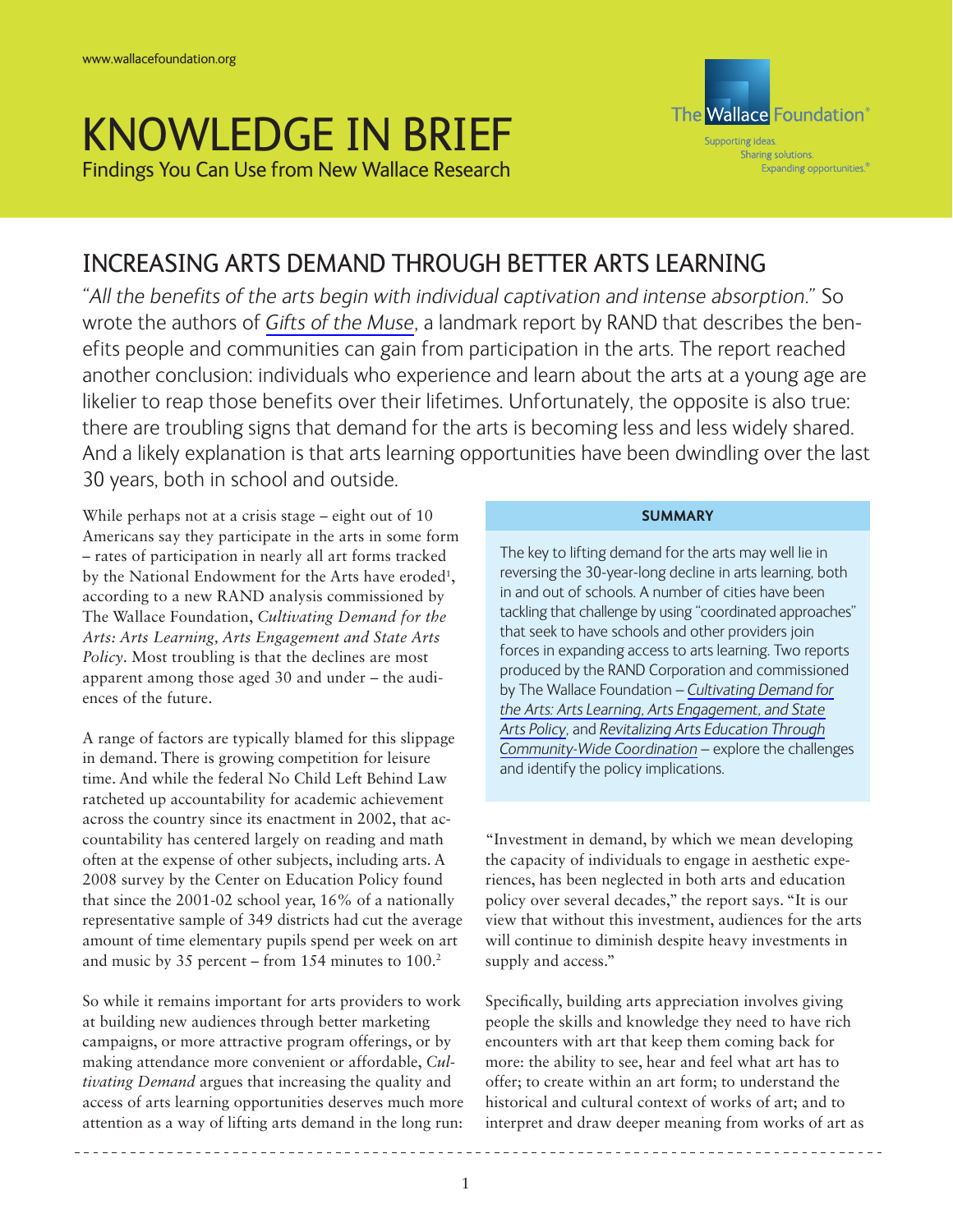www.wallacefoundation.org

# KNOWLEDGE IN BRIEF

Findings You Can Use from New Wallace Research

The Wallace Foundation®

Supporting ideas.
Sharing solutions.
Expanding opportunities.®

## INCREASING ARTS DEMAND THROUGH BETTER ARTS LEARNING

*"All the benefits of the arts begin with individual captivation and intense absorption."* So wrote the authors of *Gifts of the Muse*, a landmark report by RAND that describes the benefits people and communities can gain from participation in the arts. The report reached another conclusion: individuals who experience and learn about the arts at a young age are likelier to reap those benefits over their lifetimes. Unfortunately, the opposite is also true: there are troubling signs that demand for the arts is becoming less and less widely shared. And a likely explanation is that arts learning opportunities have been dwindling over the last 30 years, both in school and outside.

While perhaps not at a crisis stage – eight out of 10 Americans say they participate in the arts in some form – rates of participation in nearly all art forms tracked by the National Endowment for the Arts have eroded[1], according to a new RAND analysis commissioned by The Wallace Foundation, *Cultivating Demand for the Arts: Arts Learning, Arts Engagement and State Arts Policy*. Most troubling is that the declines are most apparent among those aged 30 and under – the audiences of the future.

A range of factors are typically blamed for this slippage in demand. There is growing competition for leisure time. And while the federal No Child Left Behind Law ratcheted up accountability for academic achievement across the country since its enactment in 2002, that accountability has centered largely on reading and math often at the expense of other subjects, including arts. A 2008 survey by the Center on Education Policy found that since the 2001-02 school year, 16% of a nationally representative sample of 349 districts had cut the average amount of time elementary pupils spend per week on art and music by 35 percent – from 154 minutes to 100.[2]

So while it remains important for arts providers to work at building new audiences through better marketing campaigns, or more attractive program offerings, or by making attendance more convenient or affordable, *Cultivating Demand* argues that increasing the quality and access of arts learning opportunities deserves much more attention as a way of lifting arts demand in the long run:

> **SUMMARY**
>
> The key to lifting demand for the arts may well lie in reversing the 30-year-long decline in arts learning, both in and out of schools. A number of cities have been tackling that challenge by using "coordinated approaches" that seek to have schools and other providers join forces in expanding access to arts learning. Two reports produced by the RAND Corporation and commissioned by The Wallace Foundation – *Cultivating Demand for the Arts: Arts Learning, Arts Engagement, and State Arts Policy*, and *Revitalizing Arts Education Through Community-Wide Coordination* – explore the challenges and identify the policy implications.

"Investment in demand, by which we mean developing the capacity of individuals to engage in aesthetic experiences, has been neglected in both arts and education policy over several decades," the report says. "It is our view that without this investment, audiences for the arts will continue to diminish despite heavy investments in supply and access."

Specifically, building arts appreciation involves giving people the skills and knowledge they need to have rich encounters with art that keep them coming back for more: the ability to see, hear and feel what art has to offer; to create within an art form; to understand the historical and cultural context of works of art; and to interpret and draw deeper meaning from works of art as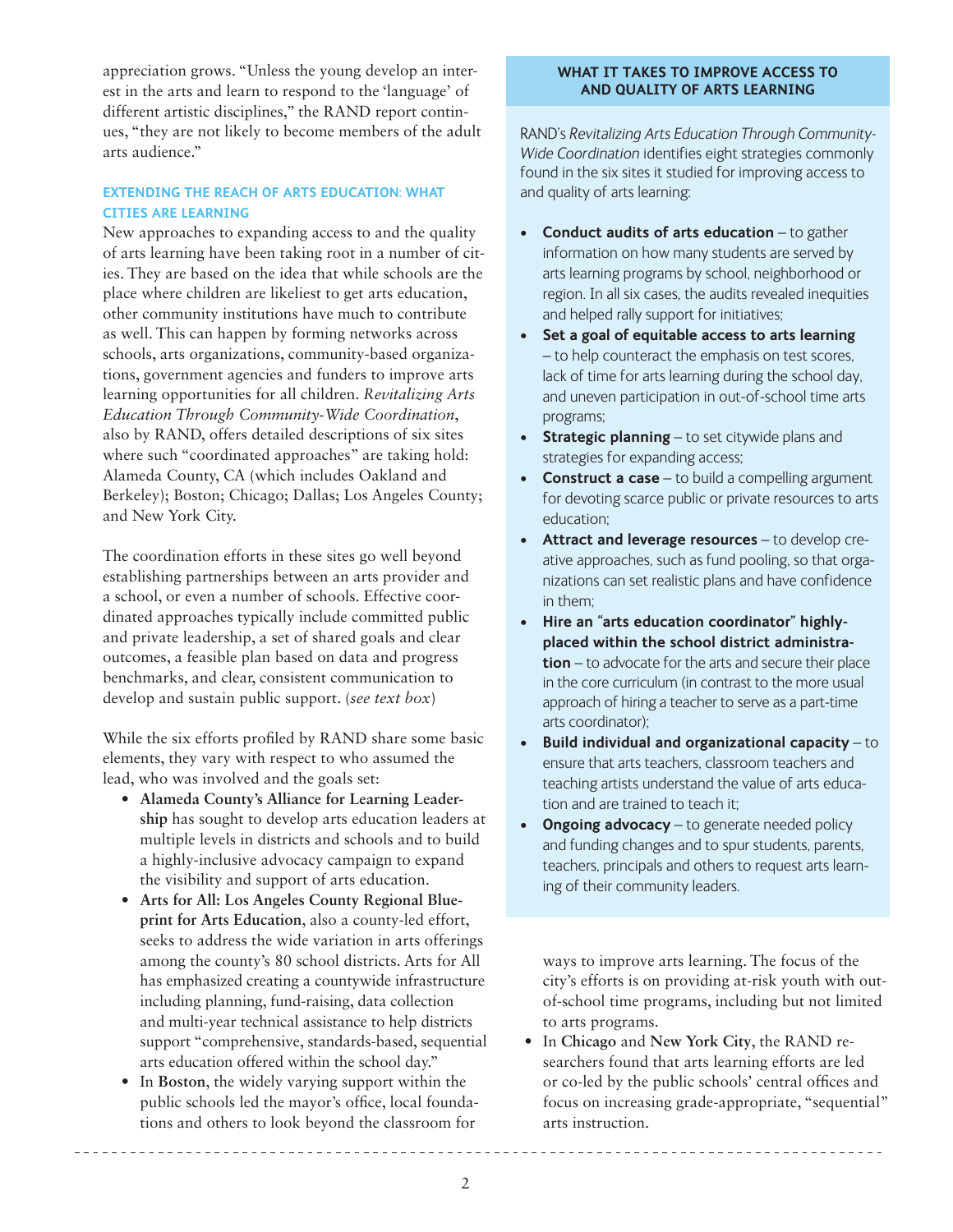appreciation grows. "Unless the young develop an interest in the arts and learn to respond to the 'language' of different artistic disciplines," the RAND report continues, "they are not likely to become members of the adult arts audience."

### EXTENDING THE REACH OF ARTS EDUCATION: WHAT CITIES ARE LEARNING

New approaches to expanding access to and the quality of arts learning have been taking root in a number of cities. They are based on the idea that while schools are the place where children are likeliest to get arts education, other community institutions have much to contribute as well. This can happen by forming networks across schools, arts organizations, community-based organizations, government agencies and funders to improve arts learning opportunities for all children. *Revitalizing Arts Education Through Community-Wide Coordination*, also by RAND, offers detailed descriptions of six sites where such "coordinated approaches" are taking hold: Alameda County, CA (which includes Oakland and Berkeley); Boston; Chicago; Dallas; Los Angeles County; and New York City.

The coordination efforts in these sites go well beyond establishing partnerships between an arts provider and a school, or even a number of schools. Effective coordinated approaches typically include committed public and private leadership, a set of shared goals and clear outcomes, a feasible plan based on data and progress benchmarks, and clear, consistent communication to develop and sustain public support. (*see text box*)

While the six efforts profiled by RAND share some basic elements, they vary with respect to who assumed the lead, who was involved and the goals set:

- **Alameda County's Alliance for Learning Leadership** has sought to develop arts education leaders at multiple levels in districts and schools and to build a highly-inclusive advocacy campaign to expand the visibility and support of arts education.
- **Arts for All: Los Angeles County Regional Blueprint for Arts Education**, also a county-led effort, seeks to address the wide variation in arts offerings among the county's 80 school districts. Arts for All has emphasized creating a countywide infrastructure including planning, fund-raising, data collection and multi-year technical assistance to help districts support "comprehensive, standards-based, sequential arts education offered within the school day."
- In **Boston**, the widely varying support within the public schools led the mayor's office, local foundations and others to look beyond the classroom for ways to improve arts learning. The focus of the city's efforts is on providing at-risk youth with out-of-school time programs, including but not limited to arts programs.
- In **Chicago** and **New York City**, the RAND researchers found that arts learning efforts are led or co-led by the public schools' central offices and focus on increasing grade-appropriate, "sequential" arts instruction.

### WHAT IT TAKES TO IMPROVE ACCESS TO AND QUALITY OF ARTS LEARNING

RAND's *Revitalizing Arts Education Through Community-Wide Coordination* identifies eight strategies commonly found in the six sites it studied for improving access to and quality of arts learning:

- **Conduct audits of arts education** – to gather information on how many students are served by arts learning programs by school, neighborhood or region. In all six cases, the audits revealed inequities and helped rally support for initiatives;
- **Set a goal of equitable access to arts learning** – to help counteract the emphasis on test scores, lack of time for arts learning during the school day, and uneven participation in out-of-school time arts programs;
- **Strategic planning** – to set citywide plans and strategies for expanding access;
- **Construct a case** – to build a compelling argument for devoting scarce public or private resources to arts education;
- **Attract and leverage resources** – to develop creative approaches, such as fund pooling, so that organizations can set realistic plans and have confidence in them;
- **Hire an "arts education coordinator" highly-placed within the school district administration** – to advocate for the arts and secure their place in the core curriculum (in contrast to the more usual approach of hiring a teacher to serve as a part-time arts coordinator);
- **Build individual and organizational capacity** – to ensure that arts teachers, classroom teachers and teaching artists understand the value of arts education and are trained to teach it;
- **Ongoing advocacy** – to generate needed policy and funding changes and to spur students, parents, teachers, principals and others to request arts learning of their community leaders.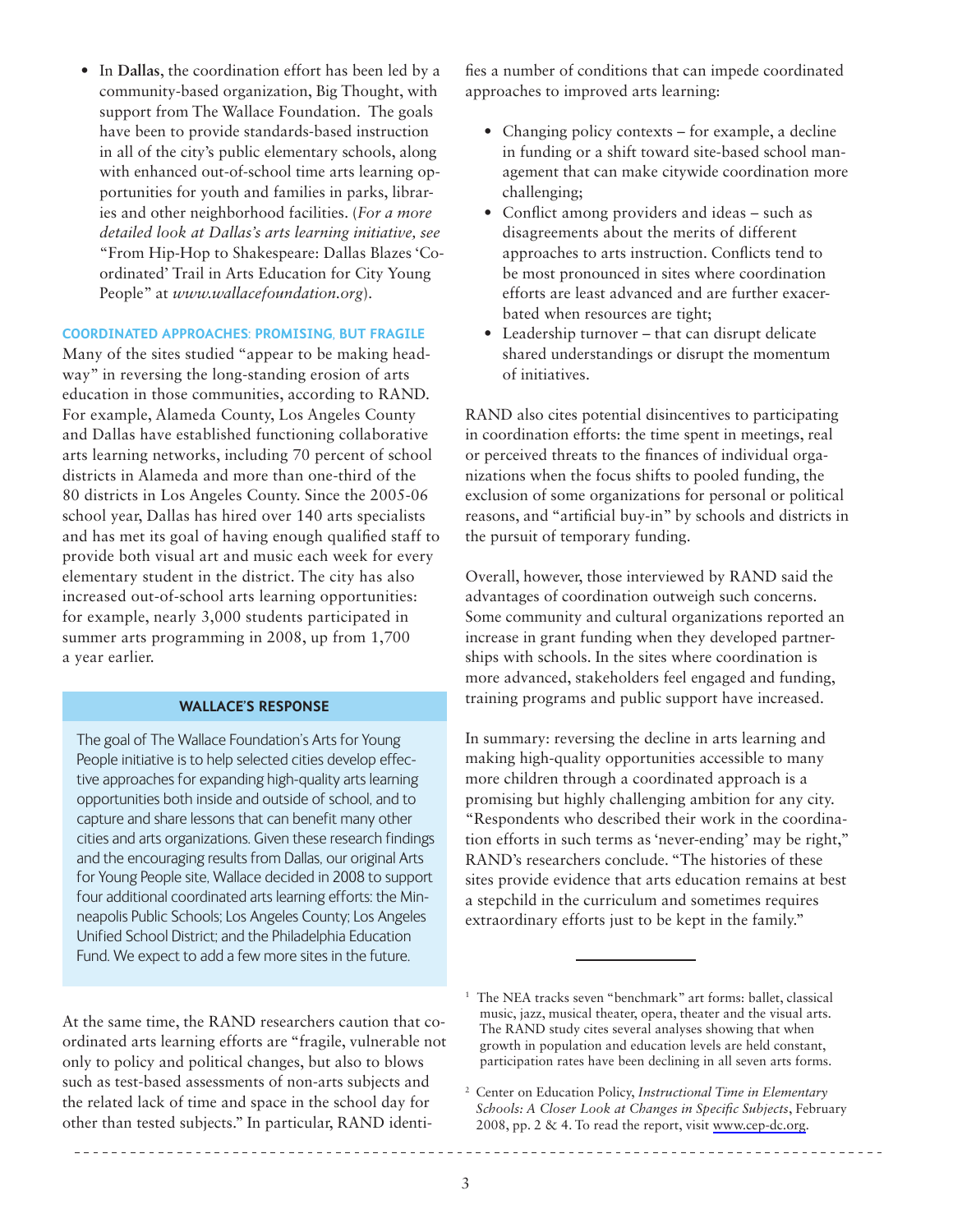- In **Dallas**, the coordination effort has been led by a community-based organization, Big Thought, with support from The Wallace Foundation. The goals have been to provide standards-based instruction in all of the city's public elementary schools, along with enhanced out-of-school time arts learning opportunities for youth and families in parks, libraries and other neighborhood facilities. (*For a more detailed look at Dallas's arts learning initiative, see* "From Hip-Hop to Shakespeare: Dallas Blazes 'Coordinated' Trail in Arts Education for City Young People" at *www.wallacefoundation.org*).

### COORDINATED APPROACHES: PROMISING, BUT FRAGILE

Many of the sites studied "appear to be making headway" in reversing the long-standing erosion of arts education in those communities, according to RAND. For example, Alameda County, Los Angeles County and Dallas have established functioning collaborative arts learning networks, including 70 percent of school districts in Alameda and more than one-third of the 80 districts in Los Angeles County. Since the 2005-06 school year, Dallas has hired over 140 arts specialists and has met its goal of having enough qualified staff to provide both visual art and music each week for every elementary student in the district. The city has also increased out-of-school arts learning opportunities: for example, nearly 3,000 students participated in summer arts programming in 2008, up from 1,700 a year earlier.

> **WALLACE'S RESPONSE**
>
> The goal of The Wallace Foundation's Arts for Young People initiative is to help selected cities develop effective approaches for expanding high-quality arts learning opportunities both inside and outside of school, and to capture and share lessons that can benefit many other cities and arts organizations. Given these research findings and the encouraging results from Dallas, our original Arts for Young People site, Wallace decided in 2008 to support four additional coordinated arts learning efforts: the Minneapolis Public Schools; Los Angeles County; Los Angeles Unified School District; and the Philadelphia Education Fund. We expect to add a few more sites in the future.

At the same time, the RAND researchers caution that coordinated arts learning efforts are "fragile, vulnerable not only to policy and political changes, but also to blows such as test-based assessments of non-arts subjects and the related lack of time and space in the school day for other than tested subjects." In particular, RAND identifies a number of conditions that can impede coordinated approaches to improved arts learning:

- Changing policy contexts – for example, a decline in funding or a shift toward site-based school management that can make citywide coordination more challenging;
- Conflict among providers and ideas – such as disagreements about the merits of different approaches to arts instruction. Conflicts tend to be most pronounced in sites where coordination efforts are least advanced and are further exacerbated when resources are tight;
- Leadership turnover – that can disrupt delicate shared understandings or disrupt the momentum of initiatives.

RAND also cites potential disincentives to participating in coordination efforts: the time spent in meetings, real or perceived threats to the finances of individual organizations when the focus shifts to pooled funding, the exclusion of some organizations for personal or political reasons, and "artificial buy-in" by schools and districts in the pursuit of temporary funding.

Overall, however, those interviewed by RAND said the advantages of coordination outweigh such concerns. Some community and cultural organizations reported an increase in grant funding when they developed partnerships with schools. In the sites where coordination is more advanced, stakeholders feel engaged and funding, training programs and public support have increased.

In summary: reversing the decline in arts learning and making high-quality opportunities accessible to many more children through a coordinated approach is a promising but highly challenging ambition for any city. "Respondents who described their work in the coordination efforts in such terms as 'never-ending' may be right," RAND's researchers conclude. "The histories of these sites provide evidence that arts education remains at best a stepchild in the curriculum and sometimes requires extraordinary efforts just to be kept in the family."

---

[1] The NEA tracks seven "benchmark" art forms: ballet, classical music, jazz, musical theater, opera, theater and the visual arts. The RAND study cites several analyses showing that when growth in population and education levels are held constant, participation rates have been declining in all seven arts forms.

[2] Center on Education Policy, *Instructional Time in Elementary Schools: A Closer Look at Changes in Specific Subjects*, February 2008, pp. 2 & 4. To read the report, visit www.cep-dc.org.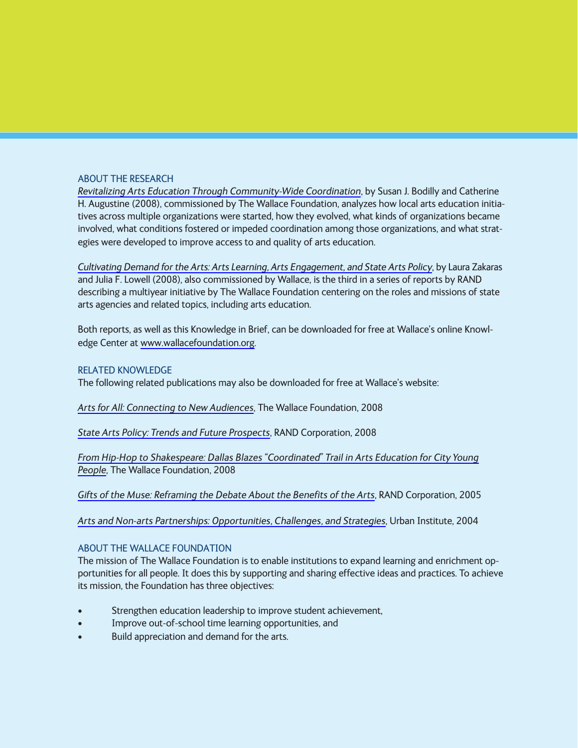## ABOUT THE RESEARCH

*Revitalizing Arts Education Through Community-Wide Coordination*, by Susan J. Bodilly and Catherine H. Augustine (2008), commissioned by The Wallace Foundation, analyzes how local arts education initiatives across multiple organizations were started, how they evolved, what kinds of organizations became involved, what conditions fostered or impeded coordination among those organizations, and what strategies were developed to improve access to and quality of arts education.

*Cultivating Demand for the Arts: Arts Learning, Arts Engagement, and State Arts Policy*, by Laura Zakaras and Julia F. Lowell (2008), also commissioned by Wallace, is the third in a series of reports by RAND describing a multiyear initiative by The Wallace Foundation centering on the roles and missions of state arts agencies and related topics, including arts education.

Both reports, as well as this Knowledge in Brief, can be downloaded for free at Wallace's online Knowledge Center at www.wallacefoundation.org.

## RELATED KNOWLEDGE

The following related publications may also be downloaded for free at Wallace's website:

*Arts for All: Connecting to New Audiences*, The Wallace Foundation, 2008

*State Arts Policy: Trends and Future Prospects*, RAND Corporation, 2008

*From Hip-Hop to Shakespeare: Dallas Blazes "Coordinated" Trail in Arts Education for City Young People*, The Wallace Foundation, 2008

*Gifts of the Muse: Reframing the Debate About the Benefits of the Arts*, RAND Corporation, 2005

*Arts and Non-arts Partnerships: Opportunities, Challenges, and Strategies*, Urban Institute, 2004

## ABOUT THE WALLACE FOUNDATION

The mission of The Wallace Foundation is to enable institutions to expand learning and enrichment opportunities for all people. It does this by supporting and sharing effective ideas and practices. To achieve its mission, the Foundation has three objectives:

- Strengthen education leadership to improve student achievement,
- Improve out-of-school time learning opportunities, and
- Build appreciation and demand for the arts.